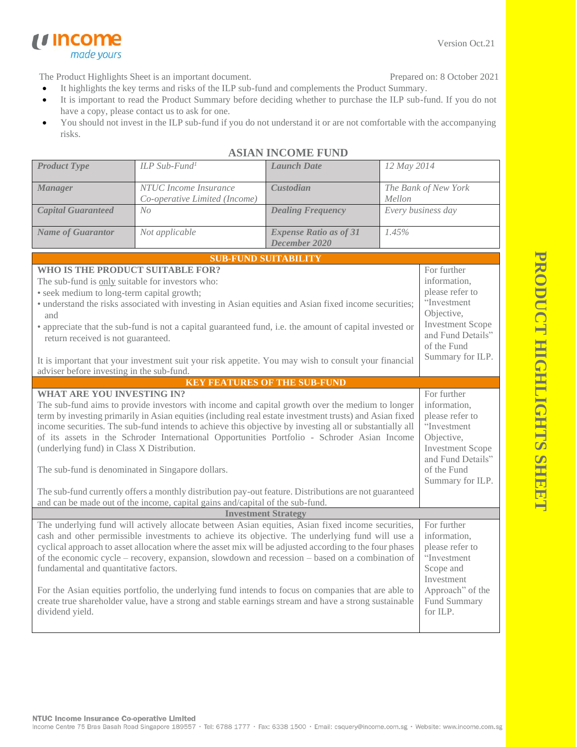Version Oct.21

The Product Highlights Sheet is an important document. Prepared on: 8 October 2021

- It highlights the key terms and risks of the ILP sub-fund and complements the Product Summary.
- It is important to read the Product Summary before deciding whether to purchase the ILP sub-fund. If you do not have a copy, please contact us to ask for one.
- You should not invest in the ILP sub-fund if you do not understand it or are not comfortable with the accompanying risks.

# ASIAN INCOME FUND

| *Product Type* | *ILP Sub-Fund*[1] | *Launch Date* | *12 May 2014* |
|---|---|---|---|
| *Manager* | *NTUC Income Insurance Co-operative Limited (Income)* | *Custodian* | *The Bank of New York Mellon* |
| *Capital Guaranteed* | *No* | *Dealing Frequency* | *Every business day* |
| *Name of Guarantor* | *Not applicable* | *Expense Ratio as of 31 December 2020* | *1.45%* |

## SUB-FUND SUITABILITY

**WHO IS THE PRODUCT SUITABLE FOR?**

The sub-fund is only suitable for investors who:
- seek medium to long-term capital growth;
- understand the risks associated with investing in Asian equities and Asian fixed income securities; and
- appreciate that the sub-fund is not a capital guaranteed fund, i.e. the amount of capital invested or return received is not guaranteed.

It is important that your investment suit your risk appetite. You may wish to consult your financial adviser before investing in the sub-fund.

For further information, please refer to "Investment Objective, Investment Scope and Fund Details" of the Fund Summary for ILP.

## KEY FEATURES OF THE SUB-FUND

**WHAT ARE YOU INVESTING IN?**

The sub-fund aims to provide investors with income and capital growth over the medium to longer term by investing primarily in Asian equities (including real estate investment trusts) and Asian fixed income securities. The sub-fund intends to achieve this objective by investing all or substantially all of its assets in the Schroder International Opportunities Portfolio - Schroder Asian Income (underlying fund) in Class X Distribution.

The sub-fund is denominated in Singapore dollars.

The sub-fund currently offers a monthly distribution pay-out feature. Distributions are not guaranteed and can be made out of the income, capital gains and/capital of the sub-fund.

For further information, please refer to "Investment Objective, Investment Scope and Fund Details" of the Fund Summary for ILP.

### Investment Strategy

The underlying fund will actively allocate between Asian equities, Asian fixed income securities, cash and other permissible investments to achieve its objective. The underlying fund will use a cyclical approach to asset allocation where the asset mix will be adjusted according to the four phases of the economic cycle – recovery, expansion, slowdown and recession – based on a combination of fundamental and quantitative factors.

For the Asian equities portfolio, the underlying fund intends to focus on companies that are able to create true shareholder value, have a strong and stable earnings stream and have a strong sustainable dividend yield.

For further information, please refer to "Investment Scope and Investment Approach" of the Fund Summary for ILP.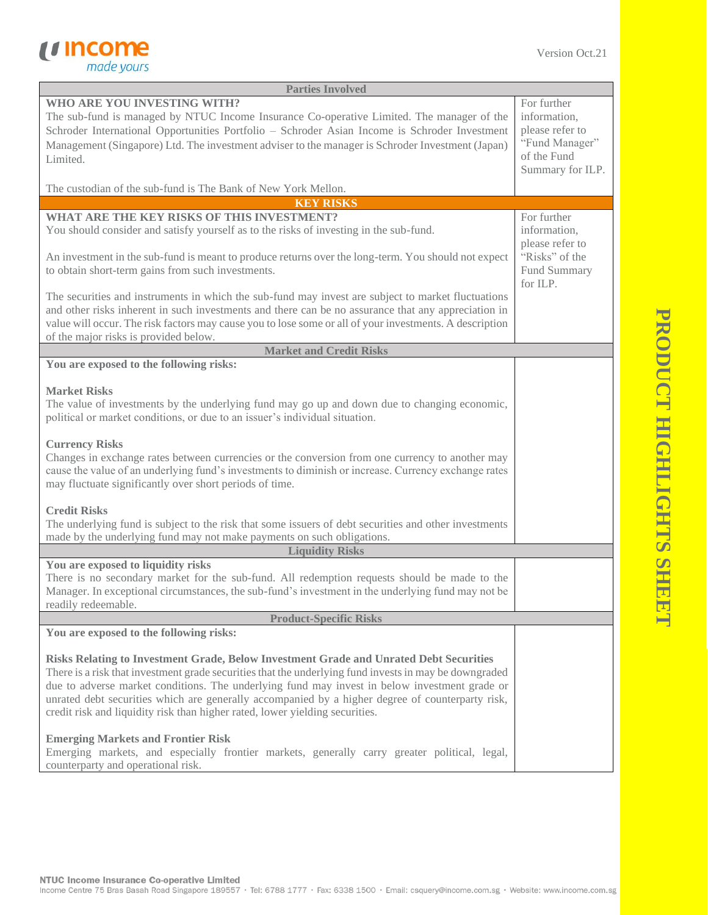| Parties Involved | |
|---|---|
| **WHO ARE YOU INVESTING WITH?**<br>The sub-fund is managed by NTUC Income Insurance Co-operative Limited. The manager of the Schroder International Opportunities Portfolio – Schroder Asian Income is Schroder Investment Management (Singapore) Ltd. The investment adviser to the manager is Schroder Investment (Japan) Limited.<br><br>The custodian of the sub-fund is The Bank of New York Mellon. | For further information, please refer to "Fund Manager" of the Fund Summary for ILP. |

| KEY RISKS | |
|---|---|
| **WHAT ARE THE KEY RISKS OF THIS INVESTMENT?**<br>You should consider and satisfy yourself as to the risks of investing in the sub-fund.<br><br>An investment in the sub-fund is meant to produce returns over the long-term. You should not expect to obtain short-term gains from such investments.<br><br>The securities and instruments in which the sub-fund may invest are subject to market fluctuations and other risks inherent in such investments and there can be no assurance that any appreciation in value will occur. The risk factors may cause you to lose some or all of your investments. A description of the major risks is provided below. | For further information, please refer to "Risks" of the Fund Summary for ILP. |
| **Market and Credit Risks** | |
| **You are exposed to the following risks:**<br><br>**Market Risks**<br>The value of investments by the underlying fund may go up and down due to changing economic, political or market conditions, or due to an issuer's individual situation.<br><br>**Currency Risks**<br>Changes in exchange rates between currencies or the conversion from one currency to another may cause the value of an underlying fund's investments to diminish or increase. Currency exchange rates may fluctuate significantly over short periods of time.<br><br>**Credit Risks**<br>The underlying fund is subject to the risk that some issuers of debt securities and other investments made by the underlying fund may not make payments on such obligations. | |
| **Liquidity Risks** | |
| **You are exposed to liquidity risks**<br>There is no secondary market for the sub-fund. All redemption requests should be made to the Manager. In exceptional circumstances, the sub-fund's investment in the underlying fund may not be readily redeemable. | |
| **Product-Specific Risks** | |
| **You are exposed to the following risks:**<br><br>**Risks Relating to Investment Grade, Below Investment Grade and Unrated Debt Securities**<br>There is a risk that investment grade securities that the underlying fund invests in may be downgraded due to adverse market conditions. The underlying fund may invest in below investment grade or unrated debt securities which are generally accompanied by a higher degree of counterparty risk, credit risk and liquidity risk than higher rated, lower yielding securities.<br><br>**Emerging Markets and Frontier Risk**<br>Emerging markets, and especially frontier markets, generally carry greater political, legal, counterparty and operational risk. | |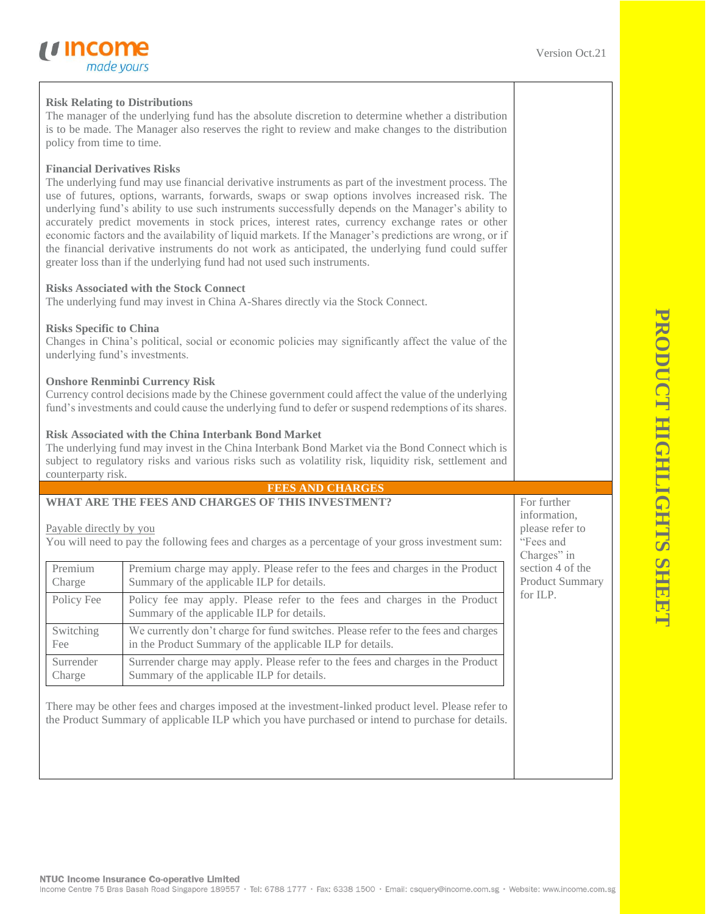**Risk Relating to Distributions**

The manager of the underlying fund has the absolute discretion to determine whether a distribution is to be made. The Manager also reserves the right to review and make changes to the distribution policy from time to time.

**Financial Derivatives Risks**

The underlying fund may use financial derivative instruments as part of the investment process. The use of futures, options, warrants, forwards, swaps or swap options involves increased risk. The underlying fund's ability to use such instruments successfully depends on the Manager's ability to accurately predict movements in stock prices, interest rates, currency exchange rates or other economic factors and the availability of liquid markets. If the Manager's predictions are wrong, or if the financial derivative instruments do not work as anticipated, the underlying fund could suffer greater loss than if the underlying fund had not used such instruments.

**Risks Associated with the Stock Connect**

The underlying fund may invest in China A-Shares directly via the Stock Connect.

**Risks Specific to China**

Changes in China's political, social or economic policies may significantly affect the value of the underlying fund's investments.

**Onshore Renminbi Currency Risk**

Currency control decisions made by the Chinese government could affect the value of the underlying fund's investments and could cause the underlying fund to defer or suspend redemptions of its shares.

**Risk Associated with the China Interbank Bond Market**

The underlying fund may invest in the China Interbank Bond Market via the Bond Connect which is subject to regulatory risks and various risks such as volatility risk, liquidity risk, settlement and counterparty risk.

## FEES AND CHARGES

**WHAT ARE THE FEES AND CHARGES OF THIS INVESTMENT?**

For further information, please refer to "Fees and Charges" in section 4 of the Product Summary for ILP.

Payable directly by you

You will need to pay the following fees and charges as a percentage of your gross investment sum:

| | |
|---|---|
| Premium Charge | Premium charge may apply. Please refer to the fees and charges in the Product Summary of the applicable ILP for details. |
| Policy Fee | Policy fee may apply. Please refer to the fees and charges in the Product Summary of the applicable ILP for details. |
| Switching Fee | We currently don't charge for fund switches. Please refer to the fees and charges in the Product Summary of the applicable ILP for details. |
| Surrender Charge | Surrender charge may apply. Please refer to the fees and charges in the Product Summary of the applicable ILP for details. |

There may be other fees and charges imposed at the investment-linked product level. Please refer to the Product Summary of applicable ILP which you have purchased or intend to purchase for details.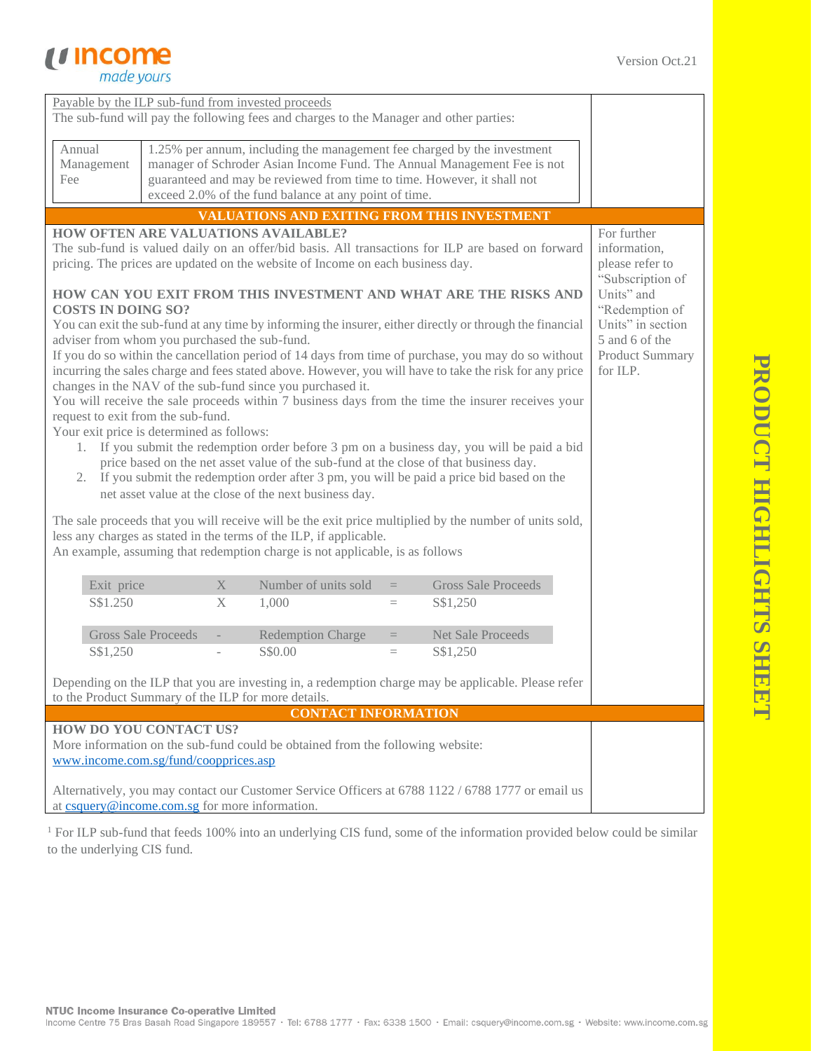Payable by the ILP sub-fund from invested proceeds

The sub-fund will pay the following fees and charges to the Manager and other parties:

| | |
|---|---|
| Annual Management Fee | 1.25% per annum, including the management fee charged by the investment manager of Schroder Asian Income Fund. The Annual Management Fee is not guaranteed and may be reviewed from time to time. However, it shall not exceed 2.0% of the fund balance at any point of time. |

## VALUATIONS AND EXITING FROM THIS INVESTMENT

### HOW OFTEN ARE VALUATIONS AVAILABLE?

The sub-fund is valued daily on an offer/bid basis. All transactions for ILP are based on forward pricing. The prices are updated on the website of Income on each business day.

### HOW CAN YOU EXIT FROM THIS INVESTMENT AND WHAT ARE THE RISKS AND COSTS IN DOING SO?

You can exit the sub-fund at any time by informing the insurer, either directly or through the financial adviser from whom you purchased the sub-fund.

If you do so within the cancellation period of 14 days from time of purchase, you may do so without incurring the sales charge and fees stated above. However, you will have to take the risk for any price changes in the NAV of the sub-fund since you purchased it.

You will receive the sale proceeds within 7 business days from the time the insurer receives your request to exit from the sub-fund.

Your exit price is determined as follows:

1. If you submit the redemption order before 3 pm on a business day, you will be paid a bid price based on the net asset value of the sub-fund at the close of that business day.
2. If you submit the redemption order after 3 pm, you will be paid a price bid based on the net asset value at the close of the next business day.

The sale proceeds that you will receive will be the exit price multiplied by the number of units sold, less any charges as stated in the terms of the ILP, if applicable.

An example, assuming that redemption charge is not applicable, is as follows

| Exit price | X | Number of units sold | = | Gross Sale Proceeds |
|---|---|---|---|---|
| S$1.250 | X | 1,000 | = | S$1,250 |

| Gross Sale Proceeds | - | Redemption Charge | = | Net Sale Proceeds |
|---|---|---|---|---|
| S$1,250 | - | S$0.00 | = | S$1,250 |

Depending on the ILP that you are investing in, a redemption charge may be applicable. Please refer to the Product Summary of the ILP for more details.

For further information, please refer to "Subscription of Units" and "Redemption of Units" in section 5 and 6 of the Product Summary for ILP.

## CONTACT INFORMATION

### HOW DO YOU CONTACT US?

More information on the sub-fund could be obtained from the following website:
www.income.com.sg/fund/coopprices.asp

Alternatively, you may contact our Customer Service Officers at 6788 1122 / 6788 1777 or email us at csquery@income.com.sg for more information.

[1] For ILP sub-fund that feeds 100% into an underlying CIS fund, some of the information provided below could be similar to the underlying CIS fund.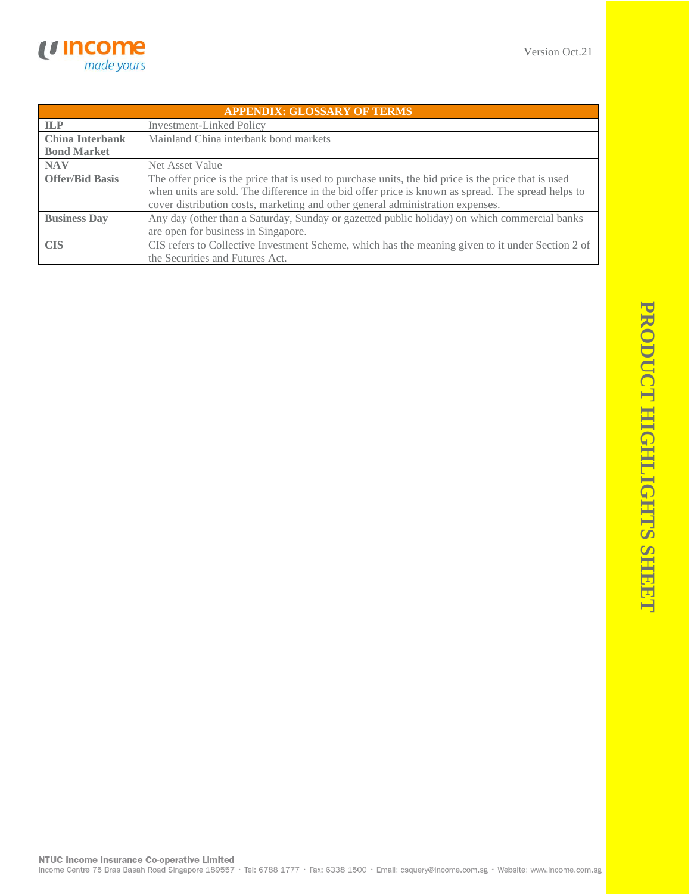| APPENDIX: GLOSSARY OF TERMS | |
|---|---|
| **ILP** | Investment-Linked Policy |
| **China Interbank Bond Market** | Mainland China interbank bond markets |
| **NAV** | Net Asset Value |
| **Offer/Bid Basis** | The offer price is the price that is used to purchase units, the bid price is the price that is used when units are sold. The difference in the bid offer price is known as spread. The spread helps to cover distribution costs, marketing and other general administration expenses. |
| **Business Day** | Any day (other than a Saturday, Sunday or gazetted public holiday) on which commercial banks are open for business in Singapore. |
| **CIS** | CIS refers to Collective Investment Scheme, which has the meaning given to it under Section 2 of the Securities and Futures Act. |